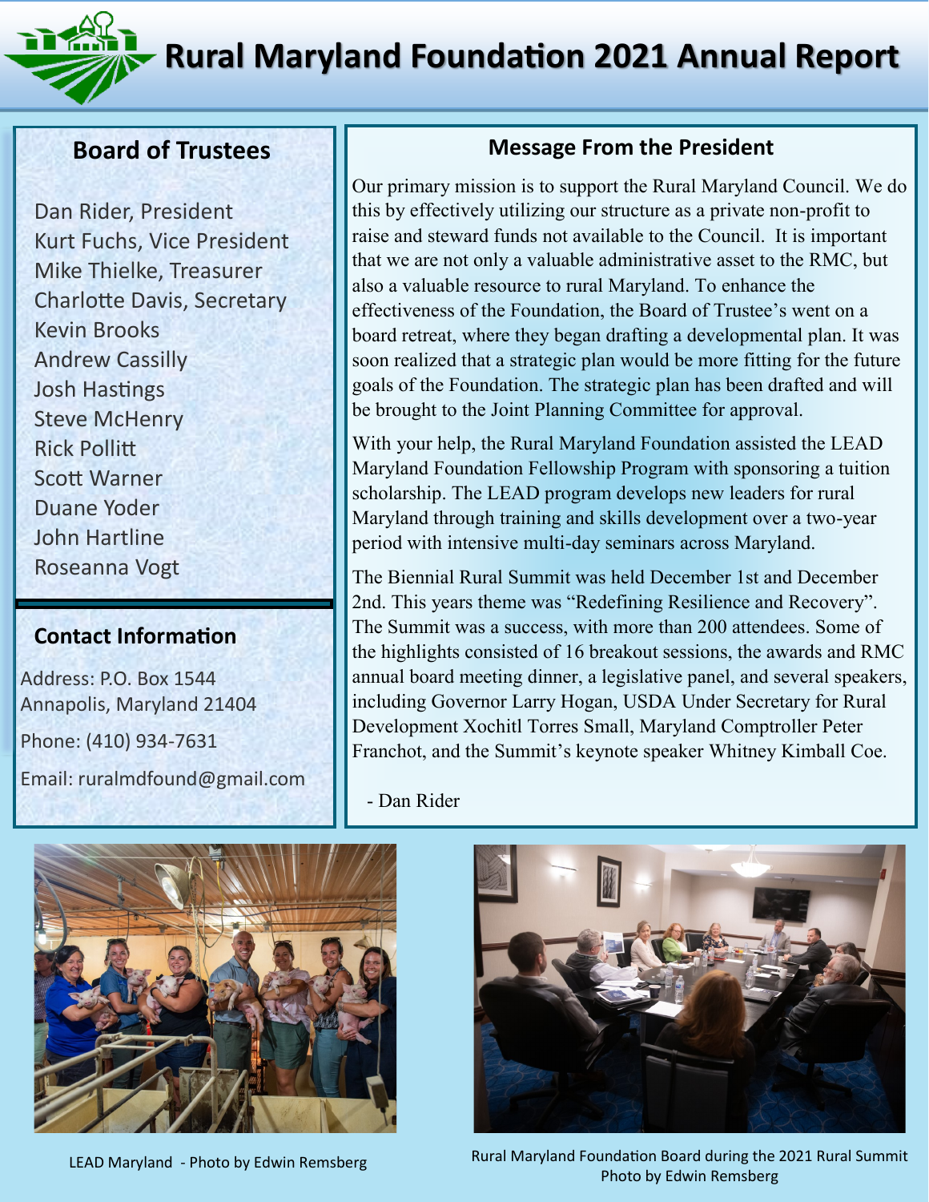# Rural Maryland Foundation 2021 Annual Report

## Board of Trustees

Dan Rider, President
Kurt Fuchs, Vice President
Mike Thielke, Treasurer
Charlotte Davis, Secretary
Kevin Brooks
Andrew Cassilly
Josh Hastings
Steve McHenry
Rick Pollitt
Scott Warner
Duane Yoder
John Hartline
Roseanna Vogt

## Contact Information

Address: P.O. Box 1544
Annapolis, Maryland 21404

Phone: (410) 934-7631

Email: ruralmdfound@gmail.com

## Message From the President

Our primary mission is to support the Rural Maryland Council. We do this by effectively utilizing our structure as a private non-profit to raise and steward funds not available to the Council. It is important that we are not only a valuable administrative asset to the RMC, but also a valuable resource to rural Maryland. To enhance the effectiveness of the Foundation, the Board of Trustee's went on a board retreat, where they began drafting a developmental plan. It was soon realized that a strategic plan would be more fitting for the future goals of the Foundation. The strategic plan has been drafted and will be brought to the Joint Planning Committee for approval.

With your help, the Rural Maryland Foundation assisted the LEAD Maryland Foundation Fellowship Program with sponsoring a tuition scholarship. The LEAD program develops new leaders for rural Maryland through training and skills development over a two-year period with intensive multi-day seminars across Maryland.

The Biennial Rural Summit was held December 1st and December 2nd. This years theme was "Redefining Resilience and Recovery". The Summit was a success, with more than 200 attendees. Some of the highlights consisted of 16 breakout sessions, the awards and RMC annual board meeting dinner, a legislative panel, and several speakers, including Governor Larry Hogan, USDA Under Secretary for Rural Development Xochitl Torres Small, Maryland Comptroller Peter Franchot, and the Summit's keynote speaker Whitney Kimball Coe.

- Dan Rider

LEAD Maryland - Photo by Edwin Remsberg

Rural Maryland Foundation Board during the 2021 Rural Summit
Photo by Edwin Remsberg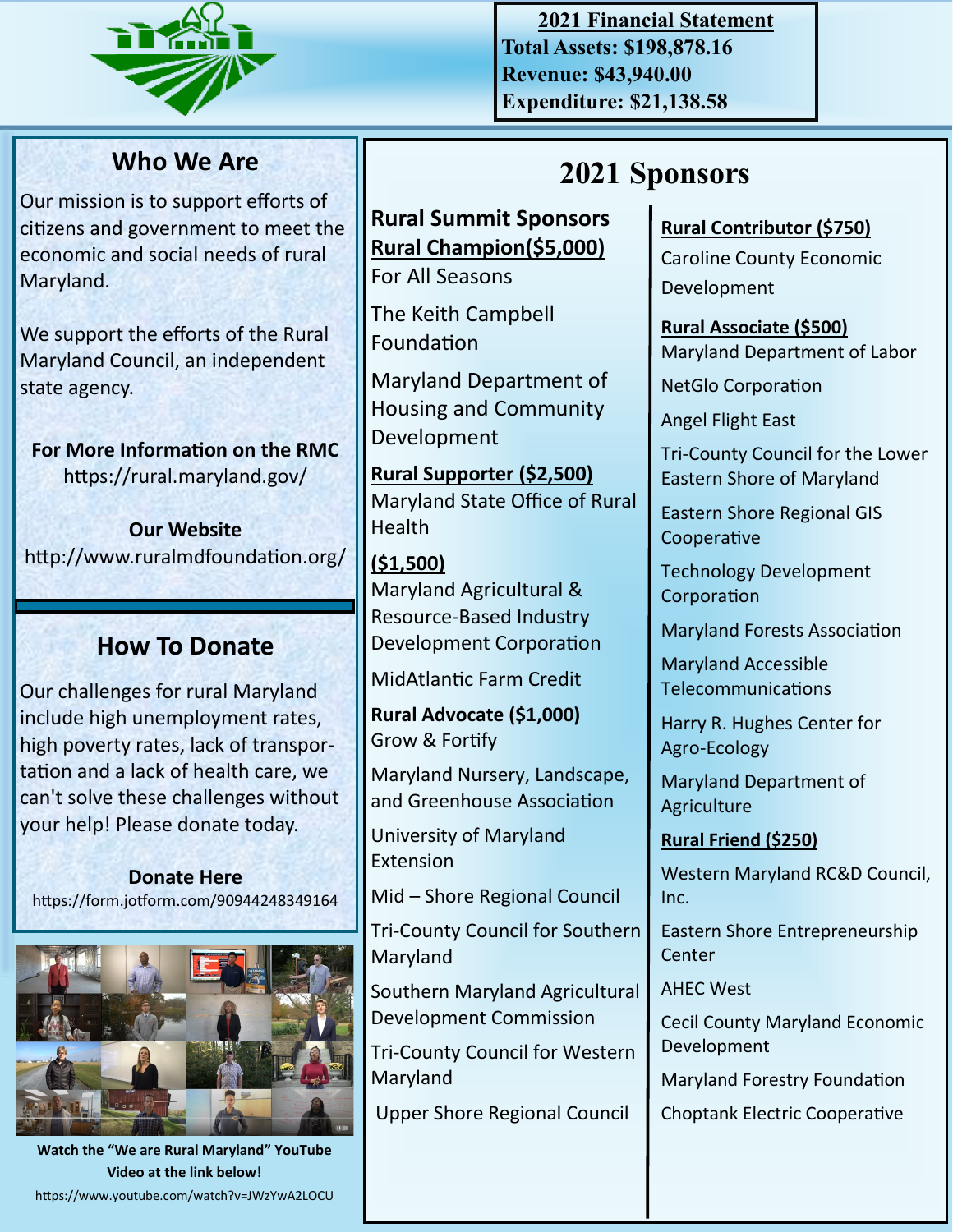**2021 Financial Statement**
**Total Assets: $198,878.16**
**Revenue: $43,940.00**
**Expenditure: $21,138.58**

## Who We Are

Our mission is to support efforts of citizens and government to meet the economic and social needs of rural Maryland.

We support the efforts of the Rural Maryland Council, an independent state agency.

**For More Information on the RMC**
https://rural.maryland.gov/

**Our Website**
http://www.ruralmdfoundation.org/

## How To Donate

Our challenges for rural Maryland include high unemployment rates, high poverty rates, lack of transportation and a lack of health care, we can't solve these challenges without your help! Please donate today.

**Donate Here**
https://form.jotform.com/90944248349164

**Watch the "We are Rural Maryland" YouTube Video at the link below!**
https://www.youtube.com/watch?v=JWzYwA2LOCU

# 2021 Sponsors

**Rural Summit Sponsors**

**Rural Champion($5,000)**

For All Seasons

The Keith Campbell Foundation

Maryland Department of Housing and Community Development

**Rural Supporter ($2,500)**

Maryland State Office of Rural Health

**($1,500)**

Maryland Agricultural & Resource-Based Industry Development Corporation

MidAtlantic Farm Credit

**Rural Advocate ($1,000)**

Grow & Fortify

Maryland Nursery, Landscape, and Greenhouse Association

University of Maryland Extension

Mid – Shore Regional Council

Tri-County Council for Southern Maryland

Southern Maryland Agricultural Development Commission

Tri-County Council for Western Maryland

Upper Shore Regional Council

**Rural Contributor ($750)**

Caroline County Economic Development

**Rural Associate ($500)**

Maryland Department of Labor

NetGlo Corporation

Angel Flight East

Tri-County Council for the Lower Eastern Shore of Maryland

Eastern Shore Regional GIS Cooperative

Technology Development Corporation

Maryland Forests Association

Maryland Accessible Telecommunications

Harry R. Hughes Center for Agro-Ecology

Maryland Department of Agriculture

**Rural Friend ($250)**

Western Maryland RC&D Council, Inc.

Eastern Shore Entrepreneurship Center

AHEC West

Cecil County Maryland Economic Development

Maryland Forestry Foundation

Choptank Electric Cooperative